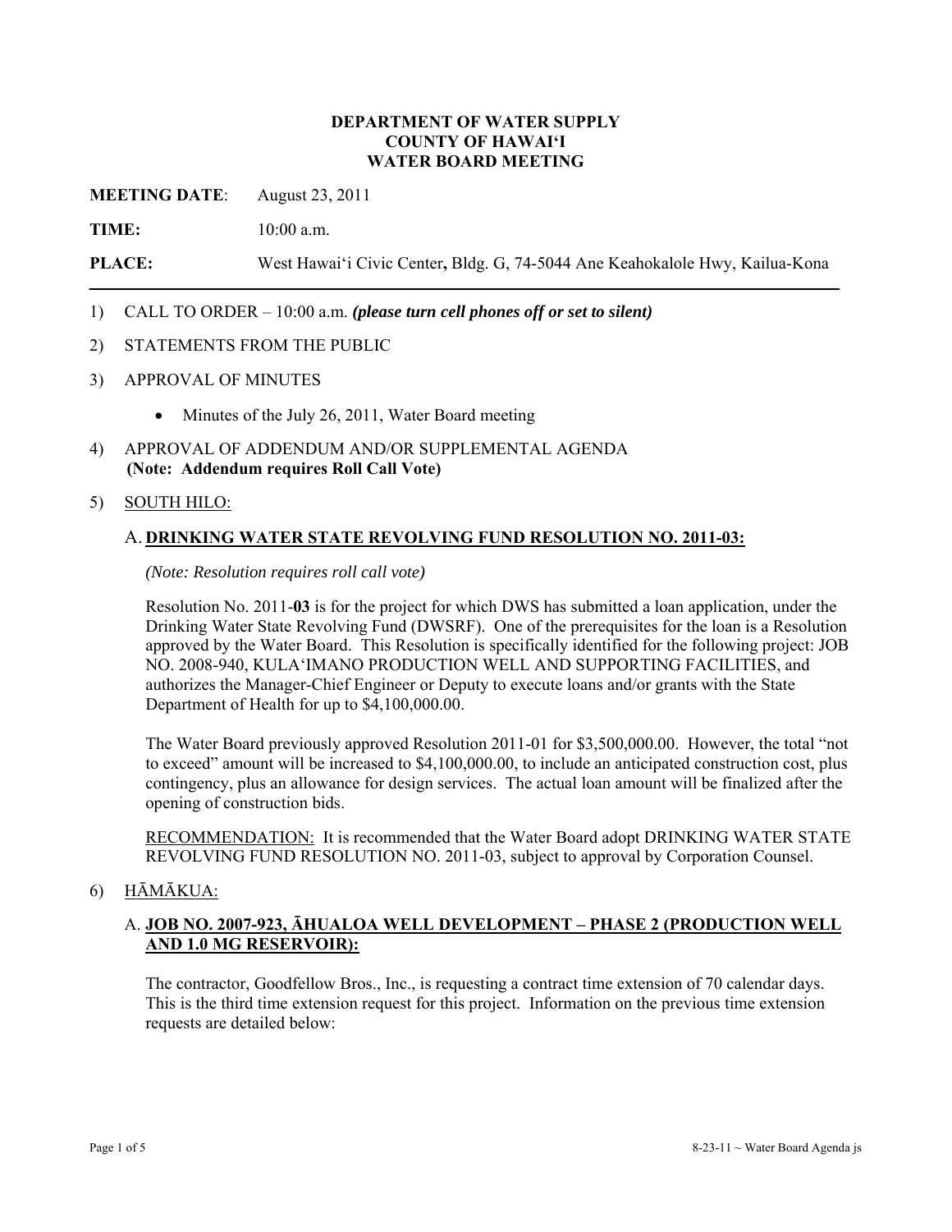**DEPARTMENT OF WATER SUPPLY**
**COUNTY OF HAWAI'I**
**WATER BOARD MEETING**

**MEETING DATE**: August 23, 2011

**TIME:** 10:00 a.m.

**PLACE:** West Hawai'i Civic Center**,** Bldg. G, 74-5044 Ane Keahokalole Hwy, Kailua-Kona

---

1) CALL TO ORDER – 10:00 a.m. ***(please turn cell phones off or set to silent)***

2) STATEMENTS FROM THE PUBLIC

3) APPROVAL OF MINUTES

   - Minutes of the July 26, 2011, Water Board meeting

4) APPROVAL OF ADDENDUM AND/OR SUPPLEMENTAL AGENDA
   **(Note: Addendum requires Roll Call Vote)**

5) SOUTH HILO:

   A. **DRINKING WATER STATE REVOLVING FUND RESOLUTION NO. 2011-03:**

   *(Note: Resolution requires roll call vote)*

   Resolution No. 2011-**03** is for the project for which DWS has submitted a loan application, under the Drinking Water State Revolving Fund (DWSRF). One of the prerequisites for the loan is a Resolution approved by the Water Board. This Resolution is specifically identified for the following project: JOB NO. 2008-940, KULA'IMANO PRODUCTION WELL AND SUPPORTING FACILITIES, and authorizes the Manager-Chief Engineer or Deputy to execute loans and/or grants with the State Department of Health for up to $4,100,000.00.

   The Water Board previously approved Resolution 2011-01 for $3,500,000.00. However, the total "not to exceed" amount will be increased to $4,100,000.00, to include an anticipated construction cost, plus contingency, plus an allowance for design services. The actual loan amount will be finalized after the opening of construction bids.

   RECOMMENDATION: It is recommended that the Water Board adopt DRINKING WATER STATE REVOLVING FUND RESOLUTION NO. 2011-03, subject to approval by Corporation Counsel.

6) HĀMĀKUA:

   A. **JOB NO. 2007-923, ĀHUALOA WELL DEVELOPMENT – PHASE 2 (PRODUCTION WELL AND 1.0 MG RESERVOIR):**

   The contractor, Goodfellow Bros., Inc., is requesting a contract time extension of 70 calendar days. This is the third time extension request for this project. Information on the previous time extension requests are detailed below: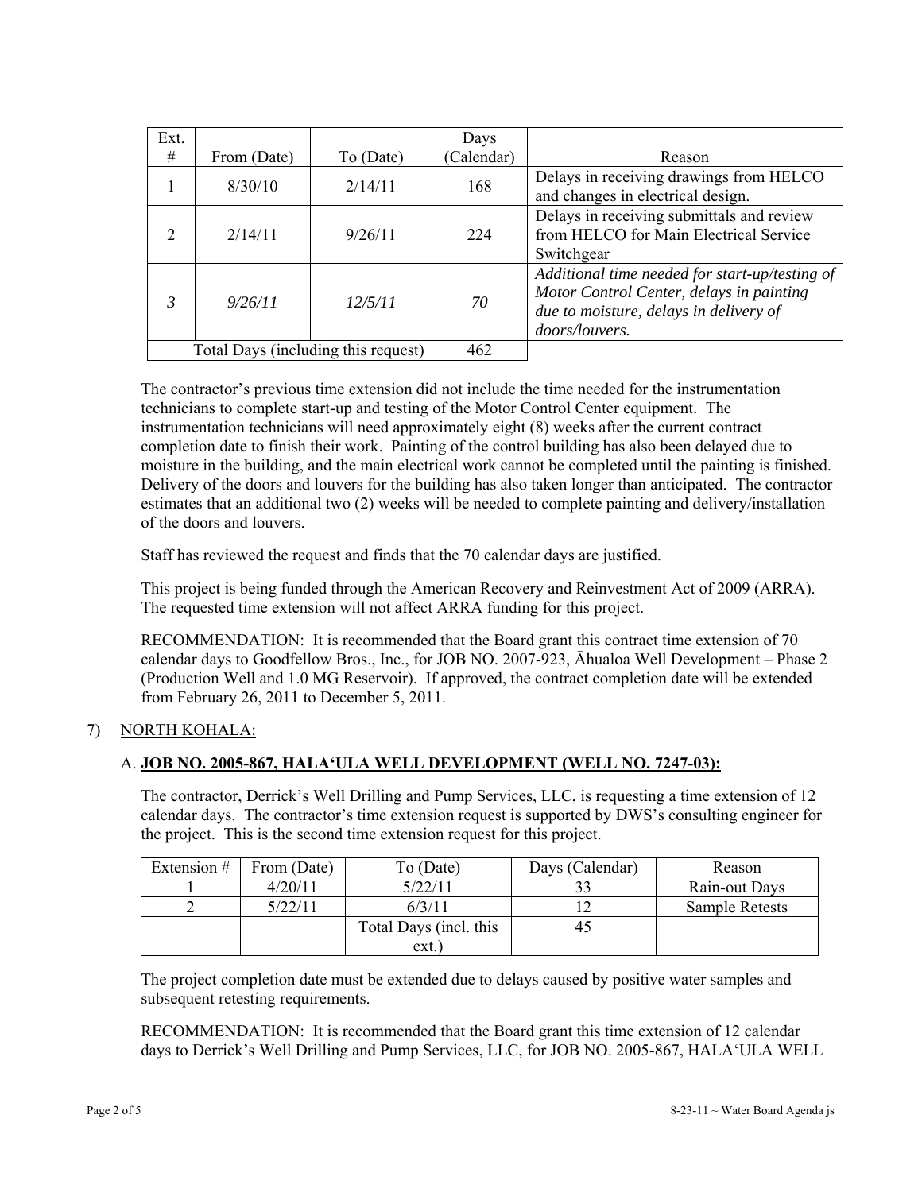| Ext. # | From (Date) | To (Date) | Days (Calendar) | Reason |
|---|---|---|---|---|
| 1 | 8/30/10 | 2/14/11 | 168 | Delays in receiving drawings from HELCO and changes in electrical design. |
| 2 | 2/14/11 | 9/26/11 | 224 | Delays in receiving submittals and review from HELCO for Main Electrical Service Switchgear |
| *3* | *9/26/11* | *12/5/11* | *70* | *Additional time needed for start-up/testing of Motor Control Center, delays in painting due to moisture, delays in delivery of doors/louvers.* |
| Total Days (including this request) | | | 462 | |

The contractor's previous time extension did not include the time needed for the instrumentation technicians to complete start-up and testing of the Motor Control Center equipment. The instrumentation technicians will need approximately eight (8) weeks after the current contract completion date to finish their work. Painting of the control building has also been delayed due to moisture in the building, and the main electrical work cannot be completed until the painting is finished. Delivery of the doors and louvers for the building has also taken longer than anticipated. The contractor estimates that an additional two (2) weeks will be needed to complete painting and delivery/installation of the doors and louvers.

Staff has reviewed the request and finds that the 70 calendar days are justified.

This project is being funded through the American Recovery and Reinvestment Act of 2009 (ARRA). The requested time extension will not affect ARRA funding for this project.

RECOMMENDATION: It is recommended that the Board grant this contract time extension of 70 calendar days to Goodfellow Bros., Inc., for JOB NO. 2007-923, Āhualoa Well Development – Phase 2 (Production Well and 1.0 MG Reservoir). If approved, the contract completion date will be extended from February 26, 2011 to December 5, 2011.

7) NORTH KOHALA:

A. **JOB NO. 2005-867, HALA'ULA WELL DEVELOPMENT (WELL NO. 7247-03):**

The contractor, Derrick's Well Drilling and Pump Services, LLC, is requesting a time extension of 12 calendar days. The contractor's time extension request is supported by DWS's consulting engineer for the project. This is the second time extension request for this project.

| Extension # | From (Date) | To (Date) | Days (Calendar) | Reason |
|---|---|---|---|---|
| 1 | 4/20/11 | 5/22/11 | 33 | Rain-out Days |
| 2 | 5/22/11 | 6/3/11 | 12 | Sample Retests |
| | | Total Days (incl. this ext.) | 45 | |

The project completion date must be extended due to delays caused by positive water samples and subsequent retesting requirements.

RECOMMENDATION: It is recommended that the Board grant this time extension of 12 calendar days to Derrick's Well Drilling and Pump Services, LLC, for JOB NO. 2005-867, HALA'ULA WELL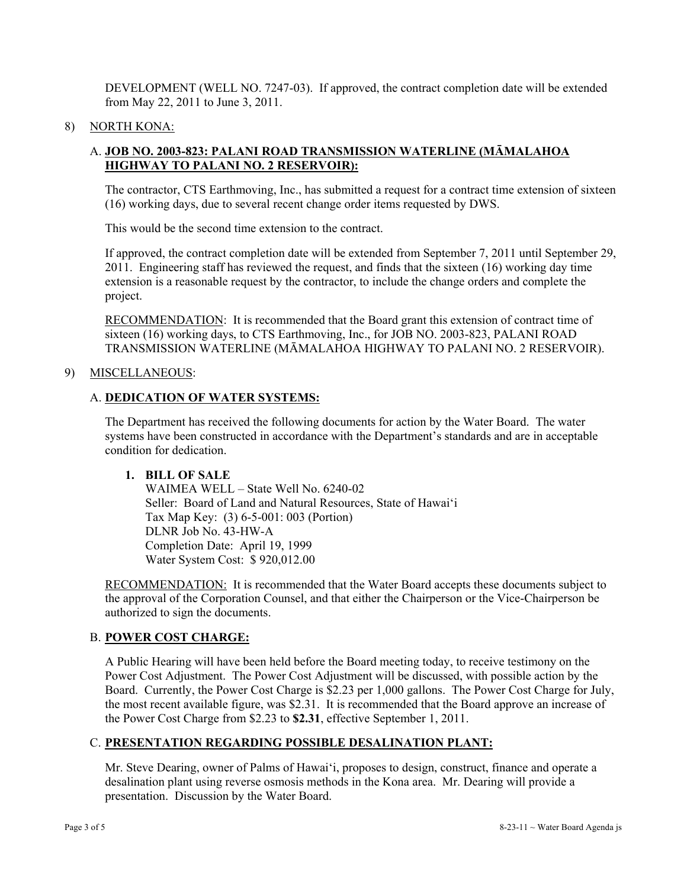DEVELOPMENT (WELL NO. 7247-03). If approved, the contract completion date will be extended from May 22, 2011 to June 3, 2011.

8) NORTH KONA:

A. **JOB NO. 2003-823: PALANI ROAD TRANSMISSION WATERLINE (MĀMALAHOA HIGHWAY TO PALANI NO. 2 RESERVOIR):**

The contractor, CTS Earthmoving, Inc., has submitted a request for a contract time extension of sixteen (16) working days, due to several recent change order items requested by DWS.

This would be the second time extension to the contract.

If approved, the contract completion date will be extended from September 7, 2011 until September 29, 2011. Engineering staff has reviewed the request, and finds that the sixteen (16) working day time extension is a reasonable request by the contractor, to include the change orders and complete the project.

RECOMMENDATION: It is recommended that the Board grant this extension of contract time of sixteen (16) working days, to CTS Earthmoving, Inc., for JOB NO. 2003-823, PALANI ROAD TRANSMISSION WATERLINE (MĀMALAHOA HIGHWAY TO PALANI NO. 2 RESERVOIR).

9) MISCELLANEOUS:

A. **DEDICATION OF WATER SYSTEMS:**

The Department has received the following documents for action by the Water Board. The water systems have been constructed in accordance with the Department's standards and are in acceptable condition for dedication.

**1. BILL OF SALE**
WAIMEA WELL – State Well No. 6240-02
Seller: Board of Land and Natural Resources, State of Hawaiʻi
Tax Map Key: (3) 6-5-001: 003 (Portion)
DLNR Job No. 43-HW-A
Completion Date: April 19, 1999
Water System Cost: $ 920,012.00

RECOMMENDATION: It is recommended that the Water Board accepts these documents subject to the approval of the Corporation Counsel, and that either the Chairperson or the Vice-Chairperson be authorized to sign the documents.

B. **POWER COST CHARGE:**

A Public Hearing will have been held before the Board meeting today, to receive testimony on the Power Cost Adjustment. The Power Cost Adjustment will be discussed, with possible action by the Board. Currently, the Power Cost Charge is $2.23 per 1,000 gallons. The Power Cost Charge for July, the most recent available figure, was $2.31. It is recommended that the Board approve an increase of the Power Cost Charge from $2.23 to **$2.31**, effective September 1, 2011.

C. **PRESENTATION REGARDING POSSIBLE DESALINATION PLANT:**

Mr. Steve Dearing, owner of Palms of Hawaiʻi, proposes to design, construct, finance and operate a desalination plant using reverse osmosis methods in the Kona area. Mr. Dearing will provide a presentation. Discussion by the Water Board.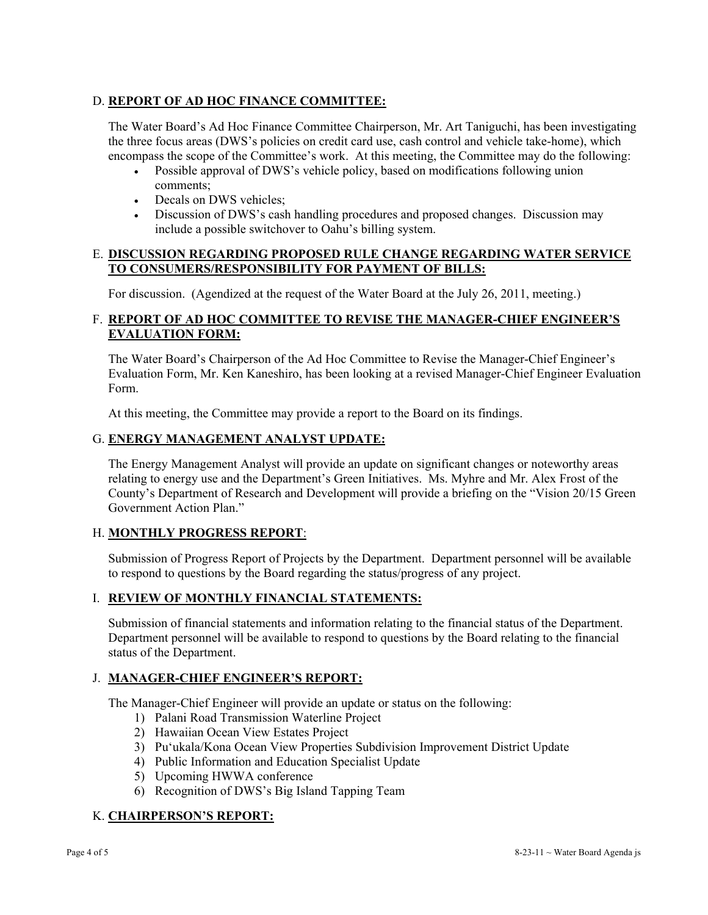D. **REPORT OF AD HOC FINANCE COMMITTEE:**

The Water Board's Ad Hoc Finance Committee Chairperson, Mr. Art Taniguchi, has been investigating the three focus areas (DWS's policies on credit card use, cash control and vehicle take-home), which encompass the scope of the Committee's work. At this meeting, the Committee may do the following:

- Possible approval of DWS's vehicle policy, based on modifications following union comments;
- Decals on DWS vehicles;
- Discussion of DWS's cash handling procedures and proposed changes. Discussion may include a possible switchover to Oahu's billing system.

E. **DISCUSSION REGARDING PROPOSED RULE CHANGE REGARDING WATER SERVICE TO CONSUMERS/RESPONSIBILITY FOR PAYMENT OF BILLS:**

For discussion. (Agendized at the request of the Water Board at the July 26, 2011, meeting.)

F. **REPORT OF AD HOC COMMITTEE TO REVISE THE MANAGER-CHIEF ENGINEER'S EVALUATION FORM:**

The Water Board's Chairperson of the Ad Hoc Committee to Revise the Manager-Chief Engineer's Evaluation Form, Mr. Ken Kaneshiro, has been looking at a revised Manager-Chief Engineer Evaluation Form.

At this meeting, the Committee may provide a report to the Board on its findings.

G. **ENERGY MANAGEMENT ANALYST UPDATE:**

The Energy Management Analyst will provide an update on significant changes or noteworthy areas relating to energy use and the Department's Green Initiatives. Ms. Myhre and Mr. Alex Frost of the County's Department of Research and Development will provide a briefing on the "Vision 20/15 Green Government Action Plan."

H. **MONTHLY PROGRESS REPORT**:

Submission of Progress Report of Projects by the Department. Department personnel will be available to respond to questions by the Board regarding the status/progress of any project.

I. **REVIEW OF MONTHLY FINANCIAL STATEMENTS:**

Submission of financial statements and information relating to the financial status of the Department. Department personnel will be available to respond to questions by the Board relating to the financial status of the Department.

J. **MANAGER-CHIEF ENGINEER'S REPORT:**

The Manager-Chief Engineer will provide an update or status on the following:

1) Palani Road Transmission Waterline Project
2) Hawaiian Ocean View Estates Project
3) Pu'ukala/Kona Ocean View Properties Subdivision Improvement District Update
4) Public Information and Education Specialist Update
5) Upcoming HWWA conference
6) Recognition of DWS's Big Island Tapping Team

K. **CHAIRPERSON'S REPORT:**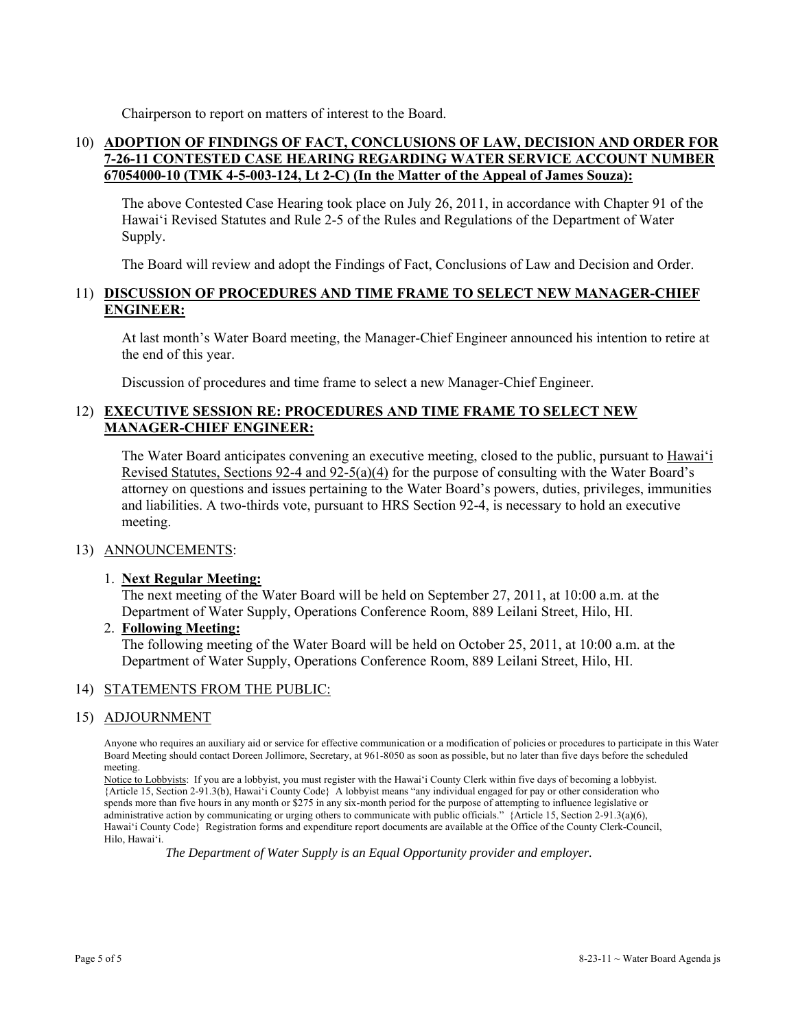Chairperson to report on matters of interest to the Board.

10) **ADOPTION OF FINDINGS OF FACT, CONCLUSIONS OF LAW, DECISION AND ORDER FOR 7-26-11 CONTESTED CASE HEARING REGARDING WATER SERVICE ACCOUNT NUMBER 67054000-10 (TMK 4-5-003-124, Lt 2-C) (In the Matter of the Appeal of James Souza):**

The above Contested Case Hearing took place on July 26, 2011, in accordance with Chapter 91 of the Hawai'i Revised Statutes and Rule 2-5 of the Rules and Regulations of the Department of Water Supply.

The Board will review and adopt the Findings of Fact, Conclusions of Law and Decision and Order.

11) **DISCUSSION OF PROCEDURES AND TIME FRAME TO SELECT NEW MANAGER-CHIEF ENGINEER:**

At last month's Water Board meeting, the Manager-Chief Engineer announced his intention to retire at the end of this year.

Discussion of procedures and time frame to select a new Manager-Chief Engineer.

12) **EXECUTIVE SESSION RE: PROCEDURES AND TIME FRAME TO SELECT NEW MANAGER-CHIEF ENGINEER:**

The Water Board anticipates convening an executive meeting, closed to the public, pursuant to Hawai'i Revised Statutes, Sections 92-4 and 92-5(a)(4) for the purpose of consulting with the Water Board's attorney on questions and issues pertaining to the Water Board's powers, duties, privileges, immunities and liabilities. A two-thirds vote, pursuant to HRS Section 92-4, is necessary to hold an executive meeting.

13) ANNOUNCEMENTS:

1. **Next Regular Meeting:**
   The next meeting of the Water Board will be held on September 27, 2011, at 10:00 a.m. at the Department of Water Supply, Operations Conference Room, 889 Leilani Street, Hilo, HI.
2. **Following Meeting:**
   The following meeting of the Water Board will be held on October 25, 2011, at 10:00 a.m. at the Department of Water Supply, Operations Conference Room, 889 Leilani Street, Hilo, HI.

14) STATEMENTS FROM THE PUBLIC:

15) ADJOURNMENT

Anyone who requires an auxiliary aid or service for effective communication or a modification of policies or procedures to participate in this Water Board Meeting should contact Doreen Jollimore, Secretary, at 961-8050 as soon as possible, but no later than five days before the scheduled meeting.

Notice to Lobbyists: If you are a lobbyist, you must register with the Hawai'i County Clerk within five days of becoming a lobbyist. {Article 15, Section 2-91.3(b), Hawai'i County Code} A lobbyist means "any individual engaged for pay or other consideration who spends more than five hours in any month or $275 in any six-month period for the purpose of attempting to influence legislative or administrative action by communicating or urging others to communicate with public officials." {Article 15, Section 2-91.3(a)(6), Hawai'i County Code} Registration forms and expenditure report documents are available at the Office of the County Clerk-Council, Hilo, Hawai'i.

*The Department of Water Supply is an Equal Opportunity provider and employer.*